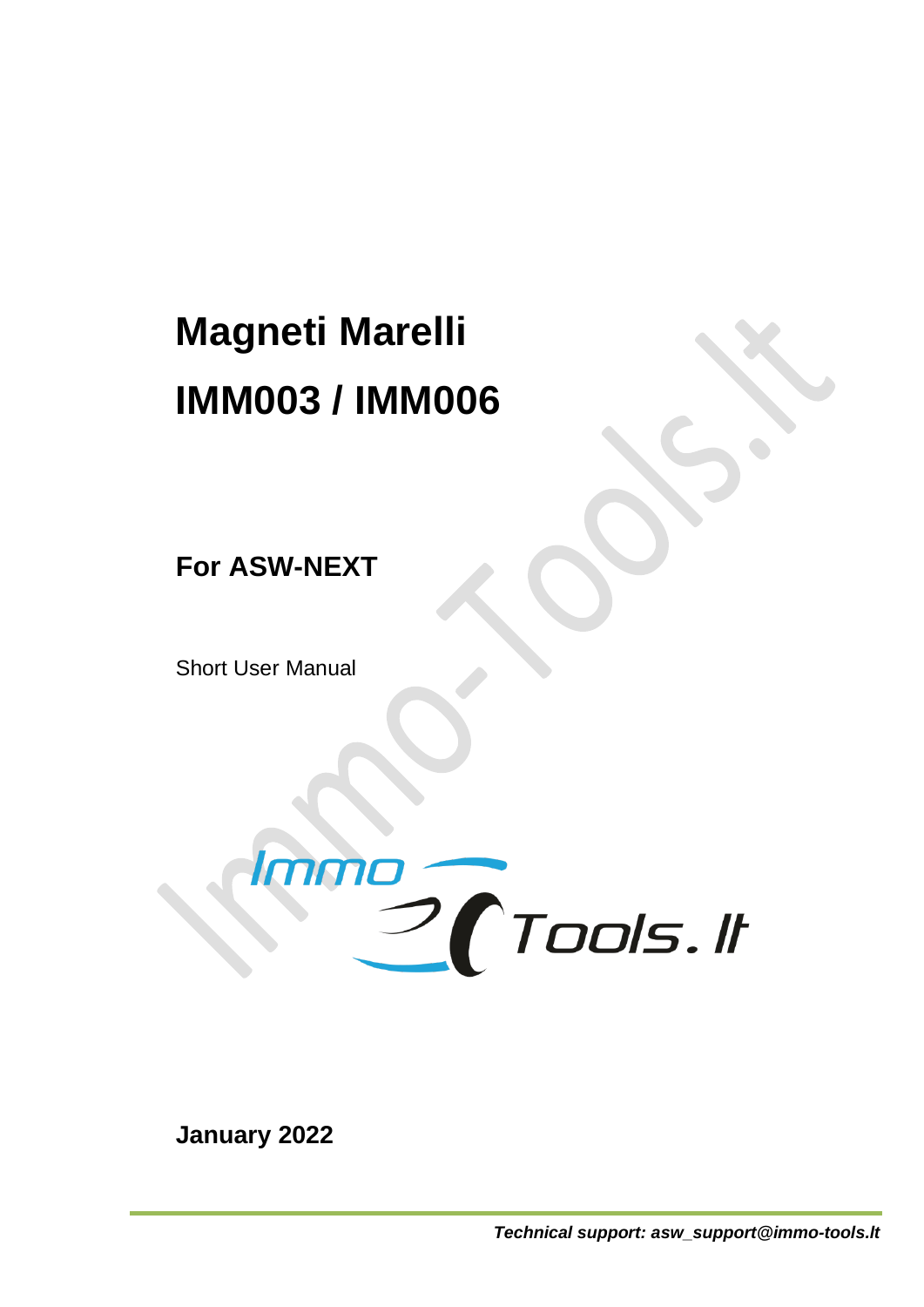# Magneti Marelli

# IMM003 / IMM006

## For ASW-NEXT

Short User Manual

**January 2022**

***Technical support: asw_support@immo-tools.lt***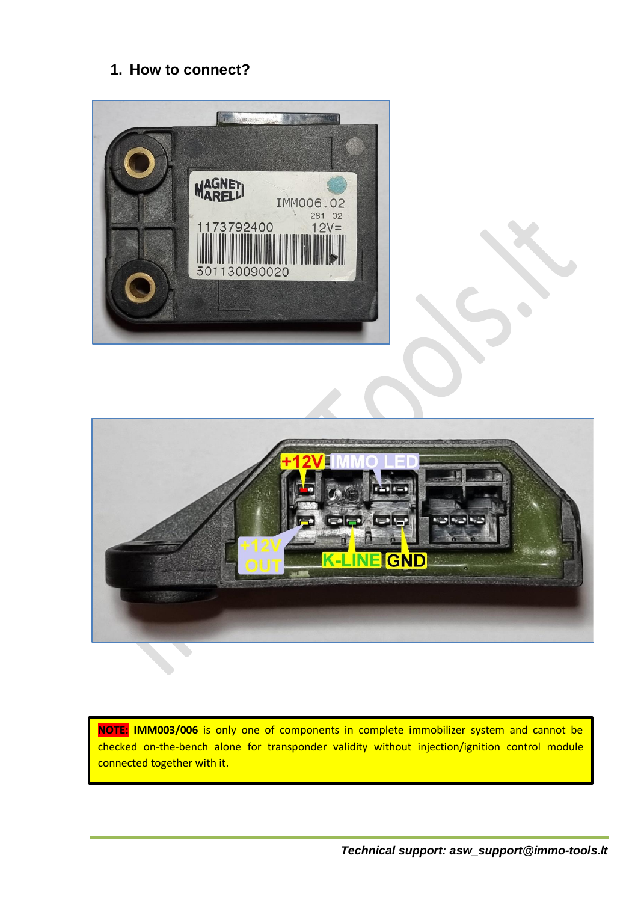## 1. How to connect?

**NOTE:** **IMM003/006** is only one of components in complete immobilizer system and cannot be checked on-the-bench alone for transponder validity without injection/ignition control module connected together with it.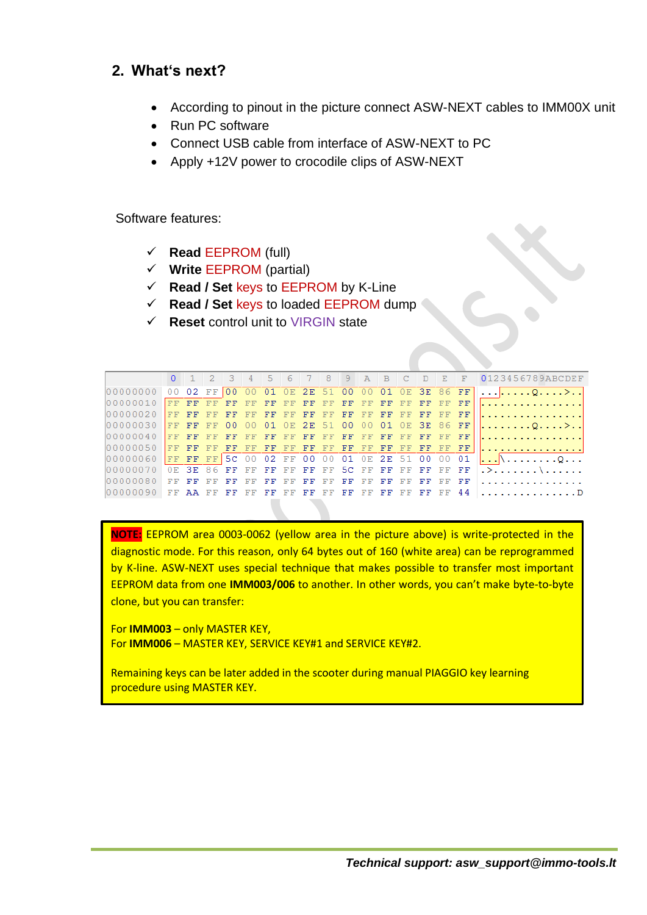## 2. What's next?

- According to pinout in the picture connect ASW-NEXT cables to IMM00X unit
- Run PC software
- Connect USB cable from interface of ASW-NEXT to PC
- Apply +12V power to crocodile clips of ASW-NEXT

Software features:

- ✓ **Read** EEPROM (full)
- ✓ **Write** EEPROM (partial)
- ✓ **Read / Set** keys to EEPROM by K-Line
- ✓ **Read / Set** keys to loaded EEPROM dump
- ✓ **Reset** control unit to VIRGIN state

| | 0 | 1 | 2 | 3 | 4 | 5 | 6 | 7 | 8 | 9 | A | B | C | D | E | F | 0123456789ABCDEF |
|---|---|---|---|---|---|---|---|---|---|---|---|---|---|---|---|---|---|
| 00000000 | 00 | 02 | FF | 00 | 00 | 01 | 0E | 2E | 51 | 00 | 00 | 01 | 0E | 3E | 86 | FF | ..........Q....>.. |
| 00000010 | FF | FF | FF | FF | FF | FF | FF | FF | FF | FF | FF | FF | FF | FF | FF | FF | ................ |
| 00000020 | FF | FF | FF | FF | FF | FF | FF | FF | FF | FF | FF | FF | FF | FF | FF | FF | ................ |
| 00000030 | FF | FF | FF | 00 | 00 | 01 | 0E | 2E | 51 | 00 | 00 | 01 | 0E | 3E | 86 | FF | ........Q....>.. |
| 00000040 | FF | FF | FF | FF | FF | FF | FF | FF | FF | FF | FF | FF | FF | FF | FF | FF | ................ |
| 00000050 | FF | FF | FF | FF | FF | FF | FF | FF | FF | FF | FF | FF | FF | FF | FF | FF | ................ |
| 00000060 | FF | FF | FF | 5C | 00 | 02 | FF | 00 | 00 | 01 | 0E | 2E | 51 | 00 | 00 | 01 | ...\........Q... |
| 00000070 | 0E | 3E | 86 | FF | FF | FF | FF | FF | FF | 5C | FF | FF | FF | FF | FF | FF | .>.......\...... |
| 00000080 | FF | FF | FF | FF | FF | FF | FF | FF | FF | FF | FF | FF | FF | FF | FF | FF | ................ |
| 00000090 | FF | AA | FF | FF | FF | FF | FF | FF | FF | FF | FF | FF | FF | FF | FF | 44 | ...............D |

**NOTE:** EEPROM area 0003-0062 (yellow area in the picture above) is write-protected in the diagnostic mode. For this reason, only 64 bytes out of 160 (white area) can be reprogrammed by K-line. ASW-NEXT uses special technique that makes possible to transfer most important EEPROM data from one **IMM003/006** to another. In other words, you can't make byte-to-byte clone, but you can transfer:

For **IMM003** – only MASTER KEY,
For **IMM006** – MASTER KEY, SERVICE KEY#1 and SERVICE KEY#2.

Remaining keys can be later added in the scooter during manual PIAGGIO key learning procedure using MASTER KEY.

***Technical support: asw_support@immo-tools.lt***